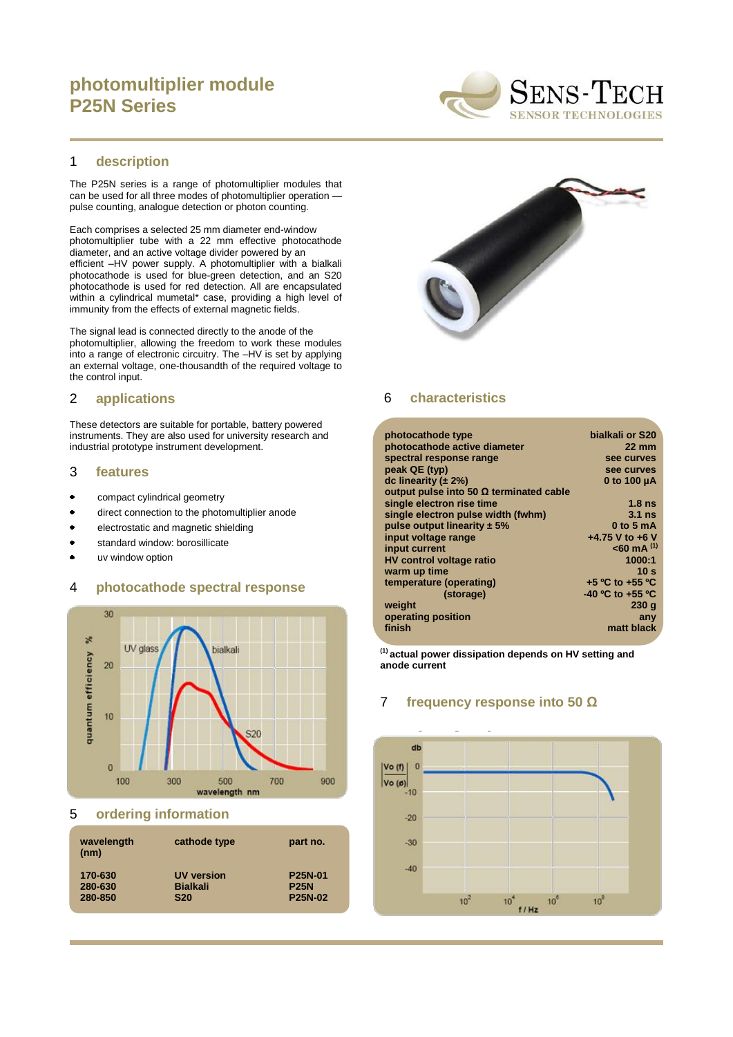# photomultiplier module
# P25N Series

SENS-TECH
SENSOR TECHNOLOGIES

## 1 description

The P25N series is a range of photomultiplier modules that can be used for all three modes of photomultiplier operation — pulse counting, analogue detection or photon counting.

Each comprises a selected 25 mm diameter end-window photomultiplier tube with a 22 mm effective photocathode diameter, and an active voltage divider powered by an efficient –HV power supply. A photomultiplier with a bialkali photocathode is used for blue-green detection, and an S20 photocathode is used for red detection. All are encapsulated within a cylindrical mumetal* case, providing a high level of immunity from the effects of external magnetic fields.

The signal lead is connected directly to the anode of the photomultiplier, allowing the freedom to work these modules into a range of electronic circuitry. The –HV is set by applying an external voltage, one-thousandth of the required voltage to the control input.

## 2 applications

These detectors are suitable for portable, battery powered instruments. They are also used for university research and industrial prototype instrument development.

## 3 features

- compact cylindrical geometry
- direct connection to the photomultiplier anode
- electrostatic and magnetic shielding
- standard window: borosillicate
- uv window option

## 4 photocathode spectral response

quantum efficiency %
30
20
10
0
UV glass
bialkali
S20
100 300 500 700 900
wavelength nm

## 5 ordering information

| wavelength (nm) | cathode type | part no. |
|---|---|---|
| 170-630 | UV version | P25N-01 |
| 280-630 | Bialkali | P25N |
| 280-850 | S20 | P25N-02 |

## 6 characteristics

| | |
|---|---|
| photocathode type | bialkali or S20 |
| photocathode active diameter | 22 mm |
| spectral response range | see curves |
| peak QE (typ) | see curves |
| dc linearity (± 2%) | 0 to 100 µA |
| output pulse into 50 Ω terminated cable | |
| single electron rise time | 1.8 ns |
| single electron pulse width (fwhm) | 3.1 ns |
| pulse output linearity ± 5% | 0 to 5 mA |
| input voltage range | +4.75 V to +6 V |
| input current | <60 mA [1] |
| HV control voltage ratio | 1000:1 |
| warm up time | 10 s |
| temperature (operating) | +5 ºC to +55 ºC |
| (storage) | -40 ºC to +55 ºC |
| weight | 230 g |
| operating position | any |
| finish | matt black |

[1] actual power dissipation depends on HV setting and anode current

## 7 frequency response into 50 Ω

db
|Vo (f)| / |Vo (ø)|
0
-10
-20
-30
-40
$10^2$ $10^4$ $10^6$ $10^8$
f / Hz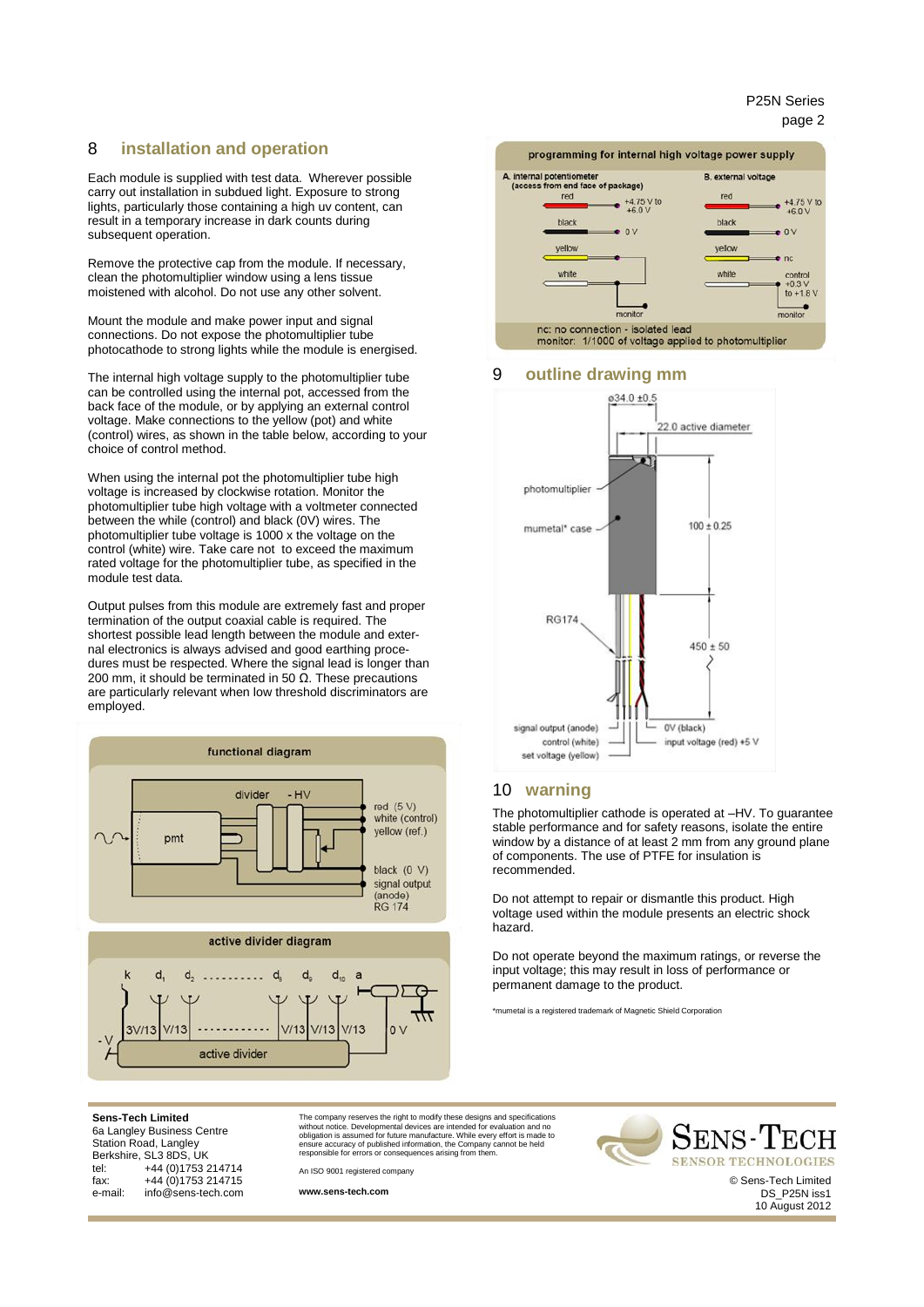## 8 installation and operation

Each module is supplied with test data. Wherever possible carry out installation in subdued light. Exposure to strong lights, particularly those containing a high uv content, can result in a temporary increase in dark counts during subsequent operation.

Remove the protective cap from the module. If necessary, clean the photomultiplier window using a lens tissue moistened with alcohol. Do not use any other solvent.

Mount the module and make power input and signal connections. Do not expose the photomultiplier tube photocathode to strong lights while the module is energised.

The internal high voltage supply to the photomultiplier tube can be controlled using the internal pot, accessed from the back face of the module, or by applying an external control voltage. Make connections to the yellow (pot) and white (control) wires, as shown in the table below, according to your choice of control method.

When using the internal pot the photomultiplier tube high voltage is increased by clockwise rotation. Monitor the photomultiplier tube high voltage with a voltmeter connected between the while (control) and black (0V) wires. The photomultiplier tube voltage is 1000 x the voltage on the control (white) wire. Take care not to exceed the maximum rated voltage for the photomultiplier tube, as specified in the module test data.

Output pulses from this module are extremely fast and proper termination of the output coaxial cable is required. The shortest possible lead length between the module and external electronics is always advised and good earthing procedures must be respected. Where the signal lead is longer than 200 mm, it should be terminated in 50 Ω. These precautions are particularly relevant when low threshold discriminators are employed.

functional diagram

divider - HV

pmt

red (5 V)
white (control)
yellow (ref.)
black (0 V)
signal output (anode)
RG 174

active divider diagram

k d1 d2 ---------- d8 d9 d10 a

3V/13 V/13 ------------ V/13 V/13 V/13 0 V

-V

active divider

programming for internal high voltage power supply

A. internal potentiometer (access from end face of package)

red +4.75 V to +6.0 V
black 0 V
yellow
white
monitor

B. external voltage

red +4.75 V to +6.0 V
black 0 V
yellow nc
white control +0.3 V to +1.8 V
monitor

nc: no connection - isolated lead
monitor: 1/1000 of voltage applied to photomultiplier

## 9 outline drawing mm

ø34.0 ±0.5

22.0 active diameter

photomultiplier

mumetal* case

100 ± 0.25

RG174

450 ± 50

signal output (anode)
control (white)
set voltage (yellow)
0V (black)
input voltage (red) +5 V

## 10 warning

The photomultiplier cathode is operated at –HV. To guarantee stable performance and for safety reasons, isolate the entire window by a distance of at least 2 mm from any ground plane of components. The use of PTFE for insulation is recommended.

Do not attempt to repair or dismantle this product. High voltage used within the module presents an electric shock hazard.

Do not operate beyond the maximum ratings, or reverse the input voltage; this may result in loss of performance or permanent damage to the product.

*mumetal is a registered trademark of Magnetic Shield Corporation

**Sens-Tech Limited**
6a Langley Business Centre
Station Road, Langley
Berkshire, SL3 8DS, UK
tel: +44 (0)1753 214714
fax: +44 (0)1753 214715
e-mail: info@sens-tech.com

The company reserves the right to modify these designs and specifications without notice. Developmental devices are intended for evaluation and no obligation is assumed for future manufacture. While every effort is made to ensure accuracy of published information, the Company cannot be held responsible for errors or consequences arising from them.

An ISO 9001 registered company

**www.sens-tech.com**

SENS-TECH
SENSOR TECHNOLOGIES

© Sens-Tech Limited
DS_P25N iss1
10 August 2012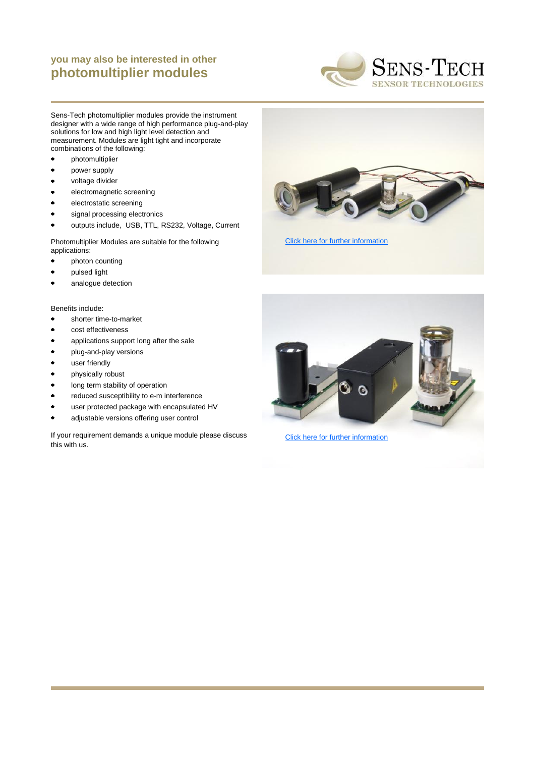## you may also be interested in other photomultiplier modules

Sens-Tech photomultiplier modules provide the instrument designer with a wide range of high performance plug-and-play solutions for low and high light level detection and measurement. Modules are light tight and incorporate combinations of the following:

- photomultiplier
- power supply
- voltage divider
- electromagnetic screening
- electrostatic screening
- signal processing electronics
- outputs include, USB, TTL, RS232, Voltage, Current

Photomultiplier Modules are suitable for the following applications:

- photon counting
- pulsed light
- analogue detection

Benefits include:

- shorter time-to-market
- cost effectiveness
- applications support long after the sale
- plug-and-play versions
- user friendly
- physically robust
- long term stability of operation
- reduced susceptibility to e-m interference
- user protected package with encapsulated HV
- adjustable versions offering user control

If your requirement demands a unique module please discuss this with us.

Click here for further information

Click here for further information